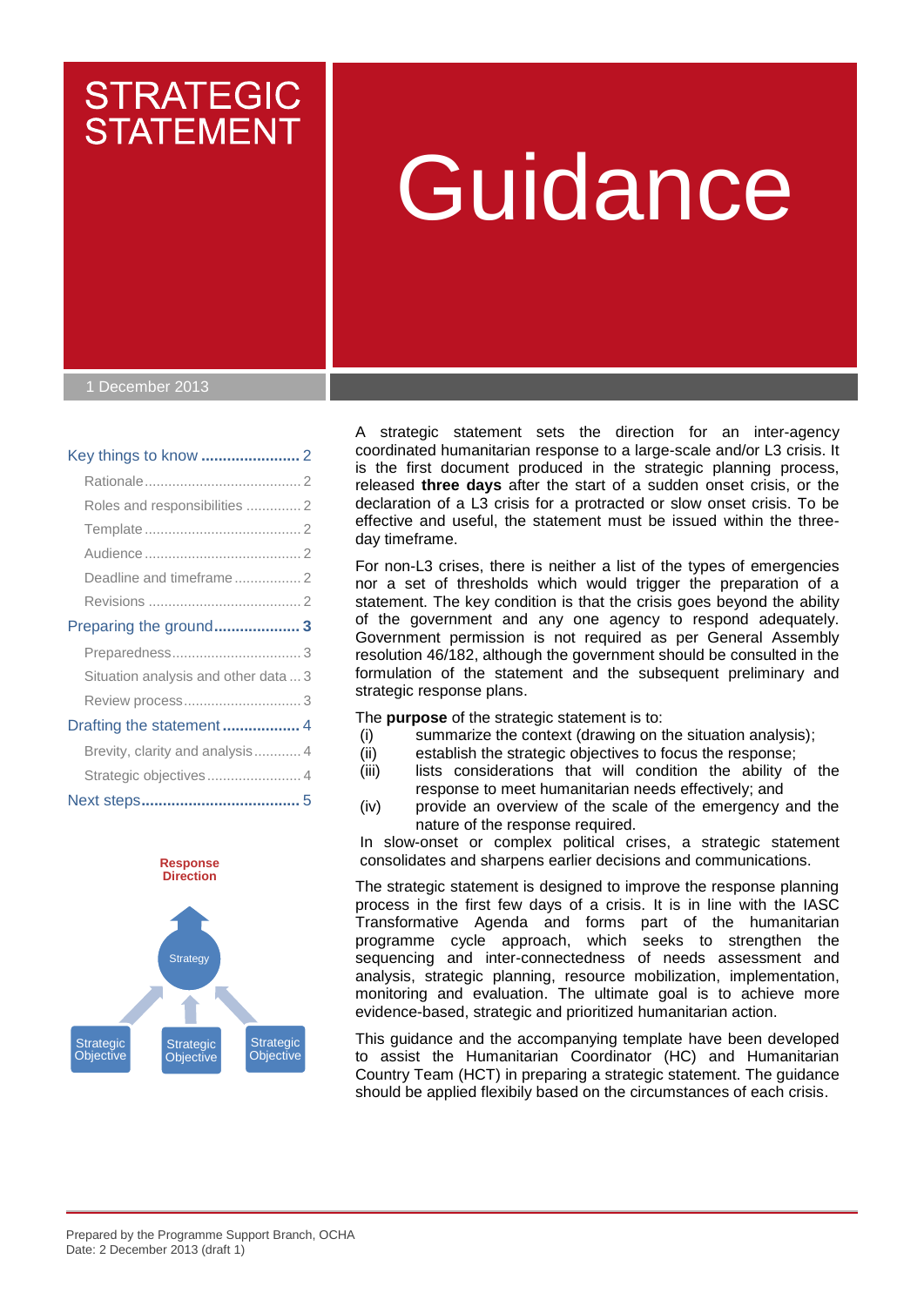# STRATEGIC STATEMENT

# Guidance

1 December 2013

- Key things to know ..................... 2
  - Rationale ..................... 2
  - Roles and responsibilities ..................... 2
  - Template ..................... 2
  - Audience ..................... 2
  - Deadline and timeframe ..................... 2
  - Revisions ..................... 2
- Preparing the ground ..................... 3
  - Preparedness ..................... 3
  - Situation analysis and other data ..................... 3
  - Review process ..................... 3
- Drafting the statement ..................... 4
  - Brevity, clarity and analysis ..................... 4
  - Strategic objectives ..................... 4
- Next steps ..................... 5

**Response Direction**

Strategy

Strategic Objective | Strategic Objective | Strategic Objective

A strategic statement sets the direction for an inter-agency coordinated humanitarian response to a large-scale and/or L3 crisis. It is the first document produced in the strategic planning process, released **three days** after the start of a sudden onset crisis, or the declaration of a L3 crisis for a protracted or slow onset crisis. To be effective and useful, the statement must be issued within the three-day timeframe.

For non-L3 crises, there is neither a list of the types of emergencies nor a set of thresholds which would trigger the preparation of a statement. The key condition is that the crisis goes beyond the ability of the government and any one agency to respond adequately. Government permission is not required as per General Assembly resolution 46/182, although the government should be consulted in the formulation of the statement and the subsequent preliminary and strategic response plans.

The **purpose** of the strategic statement is to:

(i) summarize the context (drawing on the situation analysis);
(ii) establish the strategic objectives to focus the response;
(iii) lists considerations that will condition the ability of the response to meet humanitarian needs effectively; and
(iv) provide an overview of the scale of the emergency and the nature of the response required.

In slow-onset or complex political crises, a strategic statement consolidates and sharpens earlier decisions and communications.

The strategic statement is designed to improve the response planning process in the first few days of a crisis. It is in line with the IASC Transformative Agenda and forms part of the humanitarian programme cycle approach, which seeks to strengthen the sequencing and inter-connectedness of needs assessment and analysis, strategic planning, resource mobilization, implementation, monitoring and evaluation. The ultimate goal is to achieve more evidence-based, strategic and prioritized humanitarian action.

This guidance and the accompanying template have been developed to assist the Humanitarian Coordinator (HC) and Humanitarian Country Team (HCT) in preparing a strategic statement. The guidance should be applied flexibly based on the circumstances of each crisis.

Prepared by the Programme Support Branch, OCHA
Date: 2 December 2013 (draft 1)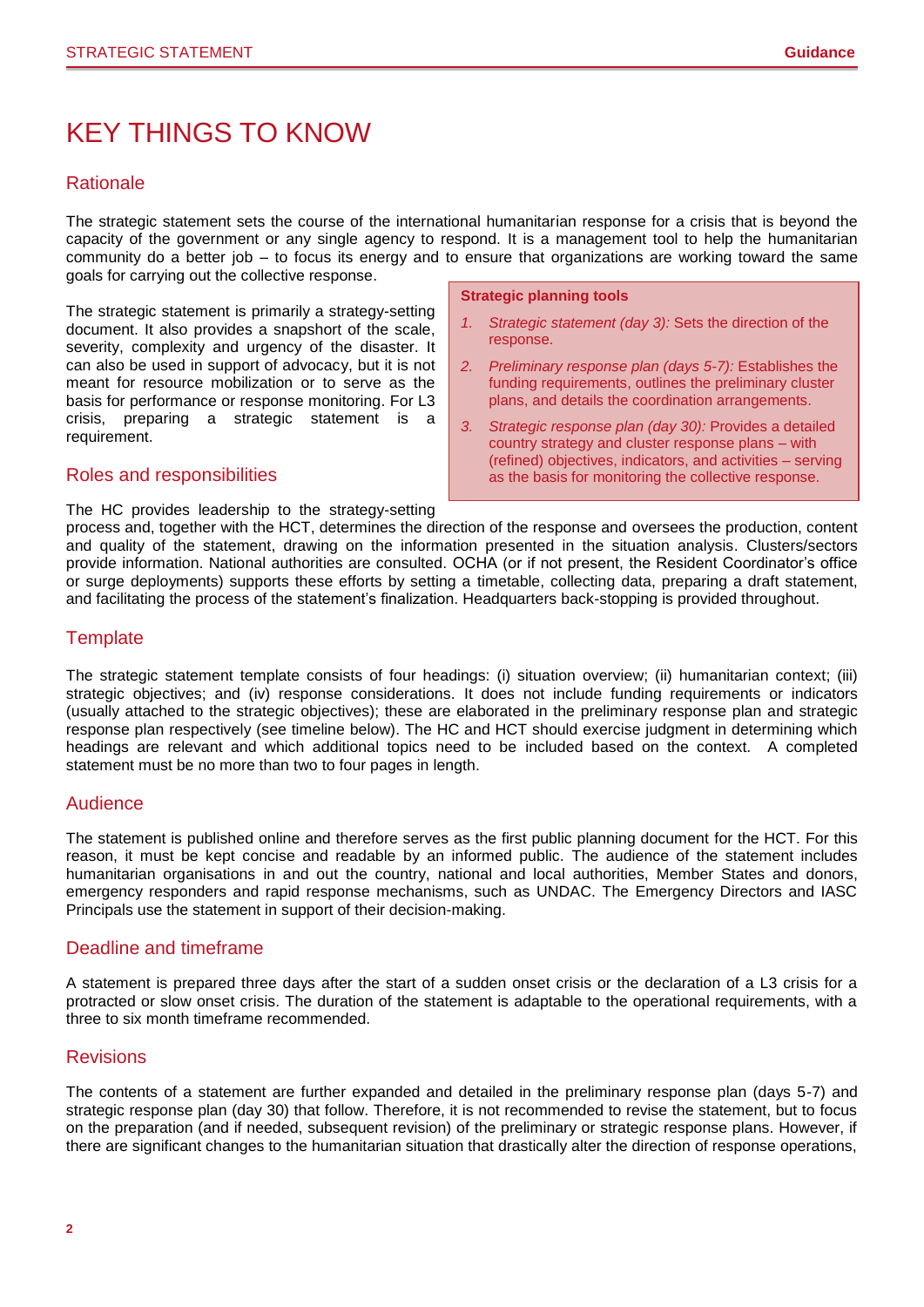# KEY THINGS TO KNOW

## Rationale

The strategic statement sets the course of the international humanitarian response for a crisis that is beyond the capacity of the government or any single agency to respond. It is a management tool to help the humanitarian community do a better job – to focus its energy and to ensure that organizations are working toward the same goals for carrying out the collective response.

The strategic statement is primarily a strategy-setting document. It also provides a snapshort of the scale, severity, complexity and urgency of the disaster. It can also be used in support of advocacy, but it is not meant for resource mobilization or to serve as the basis for performance or response monitoring. For L3 crisis, preparing a strategic statement is a requirement.

**Strategic planning tools**

1. *Strategic statement (day 3):* Sets the direction of the response.
2. *Preliminary response plan (days 5-7):* Establishes the funding requirements, outlines the preliminary cluster plans, and details the coordination arrangements.
3. *Strategic response plan (day 30):* Provides a detailed country strategy and cluster response plans – with (refined) objectives, indicators, and activities – serving as the basis for monitoring the collective response.

## Roles and responsibilities

The HC provides leadership to the strategy-setting process and, together with the HCT, determines the direction of the response and oversees the production, content and quality of the statement, drawing on the information presented in the situation analysis. Clusters/sectors provide information. National authorities are consulted. OCHA (or if not present, the Resident Coordinator's office or surge deployments) supports these efforts by setting a timetable, collecting data, preparing a draft statement, and facilitating the process of the statement's finalization. Headquarters back-stopping is provided throughout.

## Template

The strategic statement template consists of four headings: (i) situation overview; (ii) humanitarian context; (iii) strategic objectives; and (iv) response considerations. It does not include funding requirements or indicators (usually attached to the strategic objectives); these are elaborated in the preliminary response plan and strategic response plan respectively (see timeline below). The HC and HCT should exercise judgment in determining which headings are relevant and which additional topics need to be included based on the context. A completed statement must be no more than two to four pages in length.

## Audience

The statement is published online and therefore serves as the first public planning document for the HCT. For this reason, it must be kept concise and readable by an informed public. The audience of the statement includes humanitarian organisations in and out the country, national and local authorities, Member States and donors, emergency responders and rapid response mechanisms, such as UNDAC. The Emergency Directors and IASC Principals use the statement in support of their decision-making.

## Deadline and timeframe

A statement is prepared three days after the start of a sudden onset crisis or the declaration of a L3 crisis for a protracted or slow onset crisis. The duration of the statement is adaptable to the operational requirements, with a three to six month timeframe recommended.

## Revisions

The contents of a statement are further expanded and detailed in the preliminary response plan (days 5-7) and strategic response plan (day 30) that follow. Therefore, it is not recommended to revise the statement, but to focus on the preparation (and if needed, subsequent revision) of the preliminary or strategic response plans. However, if there are significant changes to the humanitarian situation that drastically alter the direction of response operations,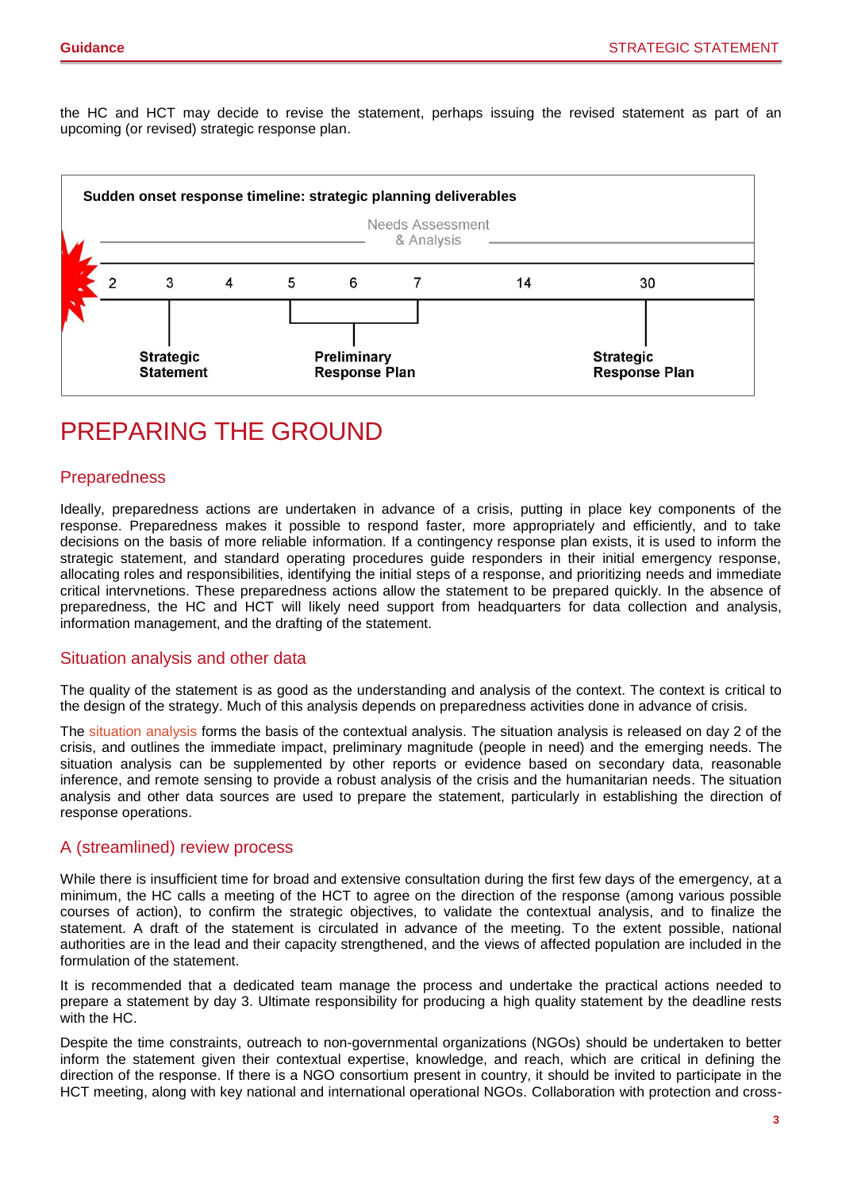the HC and HCT may decide to revise the statement, perhaps issuing the revised statement as part of an upcoming (or revised) strategic response plan.

**Sudden onset response timeline: strategic planning deliverables**

Needs Assessment & Analysis

| 2 | 3 | 4 | 5 | 6 | 7 | 14 | 30 |
|---|---|---|---|---|---|---|---|
| | **Strategic Statement** | | | **Preliminary Response Plan** | | | **Strategic Response Plan** |

# PREPARING THE GROUND

## Preparedness

Ideally, preparedness actions are undertaken in advance of a crisis, putting in place key components of the response. Preparedness makes it possible to respond faster, more appropriately and efficiently, and to take decisions on the basis of more reliable information. If a contingency response plan exists, it is used to inform the strategic statement, and standard operating procedures guide responders in their initial emergency response, allocating roles and responsibilities, identifying the initial steps of a response, and prioritizing needs and immediate critical intervnetions. These preparedness actions allow the statement to be prepared quickly. In the absence of preparedness, the HC and HCT will likely need support from headquarters for data collection and analysis, information management, and the drafting of the statement.

## Situation analysis and other data

The quality of the statement is as good as the understanding and analysis of the context. The context is critical to the design of the strategy. Much of this analysis depends on preparedness activities done in advance of crisis.

The situation analysis forms the basis of the contextual analysis. The situation analysis is released on day 2 of the crisis, and outlines the immediate impact, preliminary magnitude (people in need) and the emerging needs. The situation analysis can be supplemented by other reports or evidence based on secondary data, reasonable inference, and remote sensing to provide a robust analysis of the crisis and the humanitarian needs. The situation analysis and other data sources are used to prepare the statement, particularly in establishing the direction of response operations.

## A (streamlined) review process

While there is insufficient time for broad and extensive consultation during the first few days of the emergency, at a minimum, the HC calls a meeting of the HCT to agree on the direction of the response (among various possible courses of action), to confirm the strategic objectives, to validate the contextual analysis, and to finalize the statement. A draft of the statement is circulated in advance of the meeting. To the extent possible, national authorities are in the lead and their capacity strengthened, and the views of affected population are included in the formulation of the statement.

It is recommended that a dedicated team manage the process and undertake the practical actions needed to prepare a statement by day 3. Ultimate responsibility for producing a high quality statement by the deadline rests with the HC.

Despite the time constraints, outreach to non-governmental organizations (NGOs) should be undertaken to better inform the statement given their contextual expertise, knowledge, and reach, which are critical in defining the direction of the response. If there is a NGO consortium present in country, it should be invited to participate in the HCT meeting, along with key national and international operational NGOs. Collaboration with protection and cross-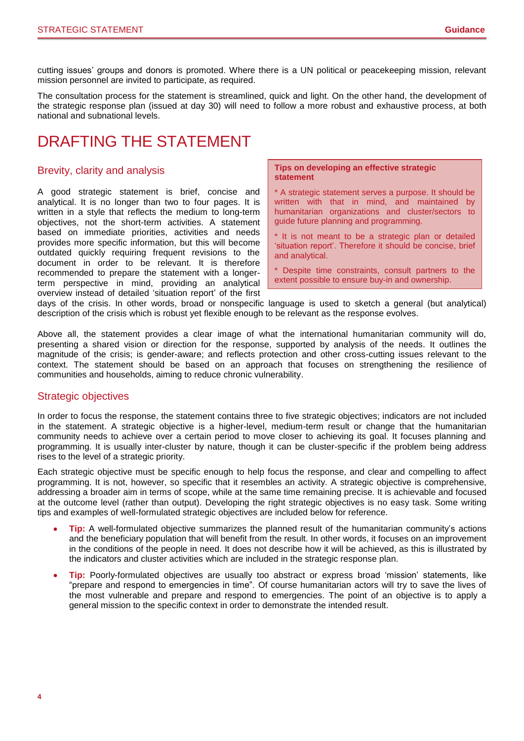cutting issues' groups and donors is promoted. Where there is a UN political or peacekeeping mission, relevant mission personnel are invited to participate, as required.

The consultation process for the statement is streamlined, quick and light. On the other hand, the development of the strategic response plan (issued at day 30) will need to follow a more robust and exhaustive process, at both national and subnational levels.

# DRAFTING THE STATEMENT

## Brevity, clarity and analysis

A good strategic statement is brief, concise and analytical. It is no longer than two to four pages. It is written in a style that reflects the medium to long-term objectives, not the short-term activities. A statement based on immediate priorities, activities and needs provides more specific information, but this will become outdated quickly requiring frequent revisions to the document in order to be relevant. It is therefore recommended to prepare the statement with a longer-term perspective in mind, providing an analytical overview instead of detailed 'situation report' of the first days of the crisis. In other words, broad or nonspecific language is used to sketch a general (but analytical) description of the crisis which is robust yet flexible enough to be relevant as the response evolves.

> **Tips on developing an effective strategic statement**
>
> * A strategic statement serves a purpose. It should be written with that in mind, and maintained by humanitarian organizations and cluster/sectors to guide future planning and programming.
>
> * It is not meant to be a strategic plan or detailed 'situation report'. Therefore it should be concise, brief and analytical.
>
> * Despite time constraints, consult partners to the extent possible to ensure buy-in and ownership.

Above all, the statement provides a clear image of what the international humanitarian community will do, presenting a shared vision or direction for the response, supported by analysis of the needs. It outlines the magnitude of the crisis; is gender-aware; and reflects protection and other cross-cutting issues relevant to the context. The statement should be based on an approach that focuses on strengthening the resilience of communities and households, aiming to reduce chronic vulnerability.

## Strategic objectives

In order to focus the response, the statement contains three to five strategic objectives; indicators are not included in the statement. A strategic objective is a higher-level, medium-term result or change that the humanitarian community needs to achieve over a certain period to move closer to achieving its goal. It focuses planning and programming. It is usually inter-cluster by nature, though it can be cluster-specific if the problem being address rises to the level of a strategic priority.

Each strategic objective must be specific enough to help focus the response, and clear and compelling to affect programming. It is not, however, so specific that it resembles an activity. A strategic objective is comprehensive, addressing a broader aim in terms of scope, while at the same time remaining precise. It is achievable and focused at the outcome level (rather than output). Developing the right strategic objectives is no easy task. Some writing tips and examples of well-formulated strategic objectives are included below for reference.

- **Tip:** A well-formulated objective summarizes the planned result of the humanitarian community's actions and the beneficiary population that will benefit from the result. In other words, it focuses on an improvement in the conditions of the people in need. It does not describe how it will be achieved, as this is illustrated by the indicators and cluster activities which are included in the strategic response plan.
- **Tip:** Poorly-formulated objectives are usually too abstract or express broad 'mission' statements, like "prepare and respond to emergencies in time". Of course humanitarian actors will try to save the lives of the most vulnerable and prepare and respond to emergencies. The point of an objective is to apply a general mission to the specific context in order to demonstrate the intended result.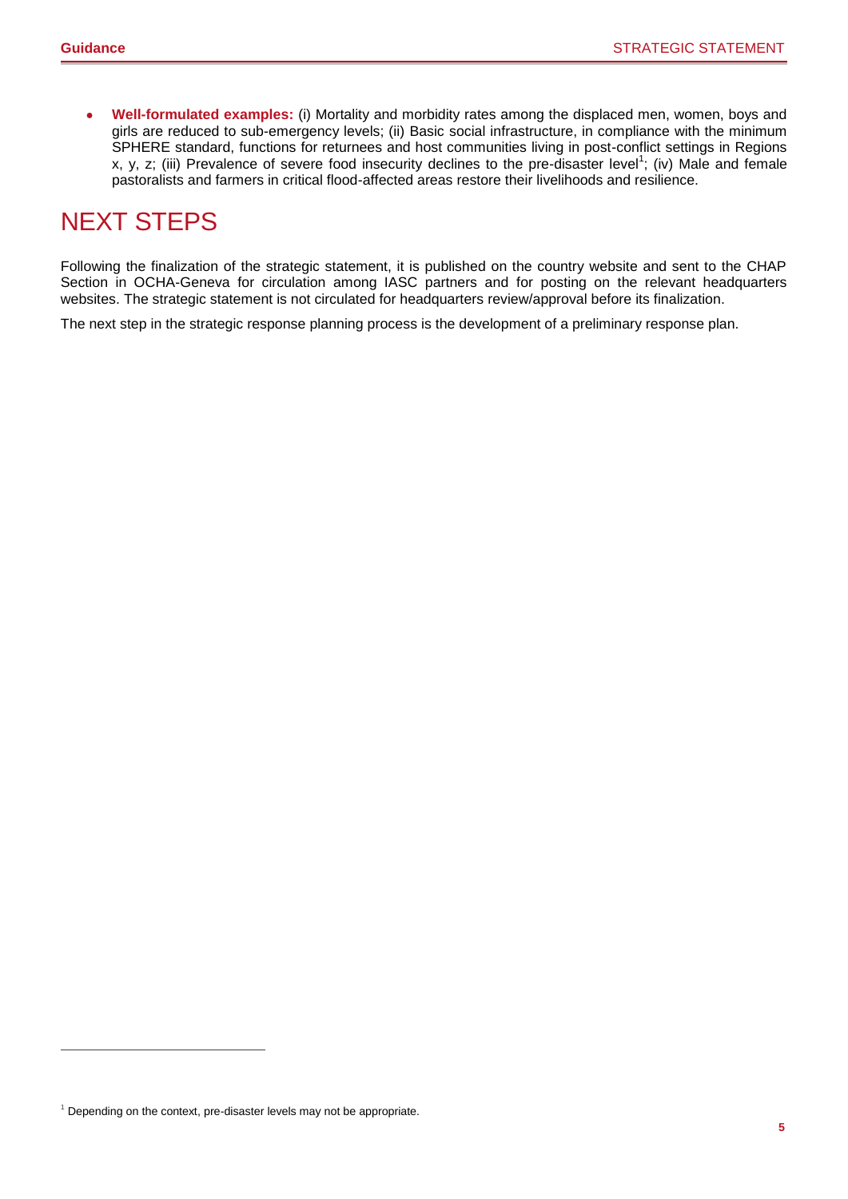- **Well-formulated examples:** (i) Mortality and morbidity rates among the displaced men, women, boys and girls are reduced to sub-emergency levels; (ii) Basic social infrastructure, in compliance with the minimum SPHERE standard, functions for returnees and host communities living in post-conflict settings in Regions x, y, z; (iii) Prevalence of severe food insecurity declines to the pre-disaster level[1]; (iv) Male and female pastoralists and farmers in critical flood-affected areas restore their livelihoods and resilience.

# NEXT STEPS

Following the finalization of the strategic statement, it is published on the country website and sent to the CHAP Section in OCHA-Geneva for circulation among IASC partners and for posting on the relevant headquarters websites. The strategic statement is not circulated for headquarters review/approval before its finalization.

The next step in the strategic response planning process is the development of a preliminary response plan.

[1] Depending on the context, pre-disaster levels may not be appropriate.